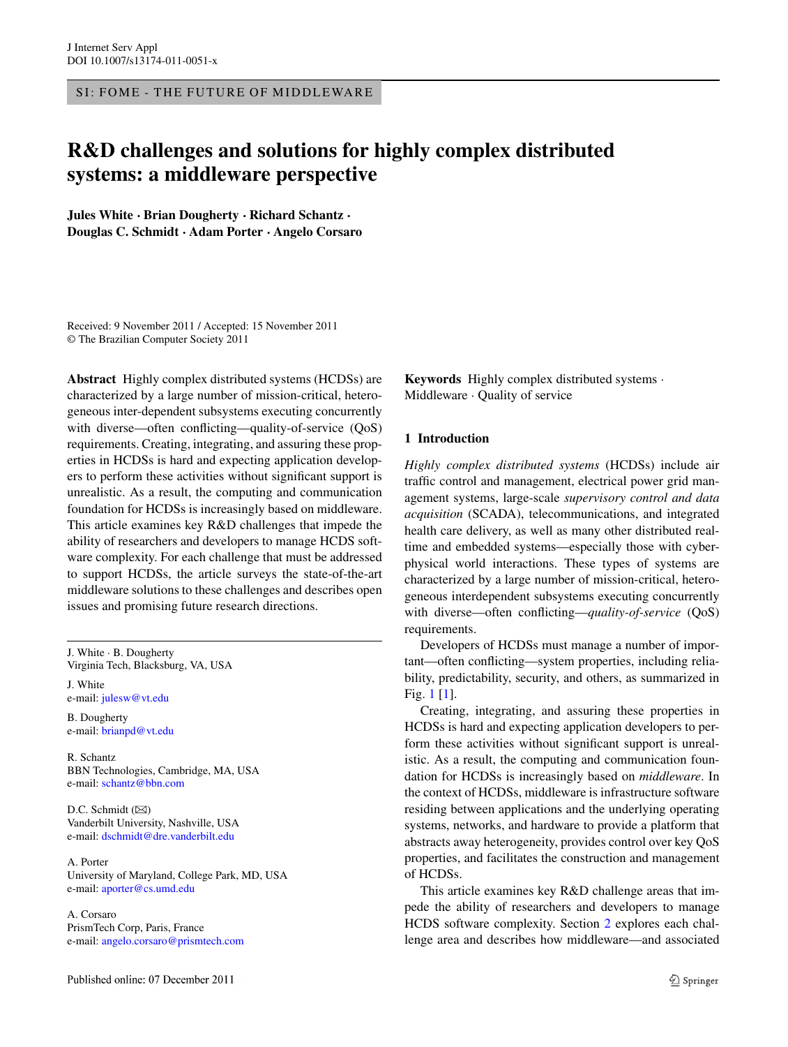SI: FOME - THE FUTURE OF MIDDLEWARE

# R&D challenges and solutions for highly complex distributed systems: a middleware perspective

**Jules White · Brian Dougherty · Richard Schantz · Douglas C. Schmidt · Adam Porter · Angelo Corsaro**

Received: 9 November 2011 / Accepted: 15 November 2011
© The Brazilian Computer Society 2011

**Abstract** Highly complex distributed systems (HCDSs) are characterized by a large number of mission-critical, heterogeneous inter-dependent subsystems executing concurrently with diverse—often conflicting—quality-of-service (QoS) requirements. Creating, integrating, and assuring these properties in HCDSs is hard and expecting application developers to perform these activities without significant support is unrealistic. As a result, the computing and communication foundation for HCDSs is increasingly based on middleware. This article examines key R&D challenges that impede the ability of researchers and developers to manage HCDS software complexity. For each challenge that must be addressed to support HCDSs, the article surveys the state-of-the-art middleware solutions to these challenges and describes open issues and promising future research directions.

J. White · B. Dougherty
Virginia Tech, Blacksburg, VA, USA

J. White
e-mail: julesw@vt.edu

B. Dougherty
e-mail: brianpd@vt.edu

R. Schantz
BBN Technologies, Cambridge, MA, USA
e-mail: schantz@bbn.com

D.C. Schmidt (✉)
Vanderbilt University, Nashville, USA
e-mail: dschmidt@dre.vanderbilt.edu

A. Porter
University of Maryland, College Park, MD, USA
e-mail: aporter@cs.umd.edu

A. Corsaro
PrismTech Corp, Paris, France
e-mail: angelo.corsaro@prismtech.com

Published online: 07 December 2011

**Keywords** Highly complex distributed systems · Middleware · Quality of service

## 1 Introduction

*Highly complex distributed systems* (HCDSs) include air traffic control and management, electrical power grid management systems, large-scale *supervisory control and data acquisition* (SCADA), telecommunications, and integrated health care delivery, as well as many other distributed real-time and embedded systems—especially those with cyber-physical world interactions. These types of systems are characterized by a large number of mission-critical, heterogeneous interdependent subsystems executing concurrently with diverse—often conflicting—*quality-of-service* (QoS) requirements.

Developers of HCDSs must manage a number of important—often conflicting—system properties, including reliability, predictability, security, and others, as summarized in Fig. 1 [1].

Creating, integrating, and assuring these properties in HCDSs is hard and expecting application developers to perform these activities without significant support is unrealistic. As a result, the computing and communication foundation for HCDSs is increasingly based on *middleware*. In the context of HCDSs, middleware is infrastructure software residing between applications and the underlying operating systems, networks, and hardware to provide a platform that abstracts away heterogeneity, provides control over key QoS properties, and facilitates the construction and management of HCDSs.

This article examines key R&D challenge areas that impede the ability of researchers and developers to manage HCDS software complexity. Section 2 explores each challenge area and describes how middleware—and associated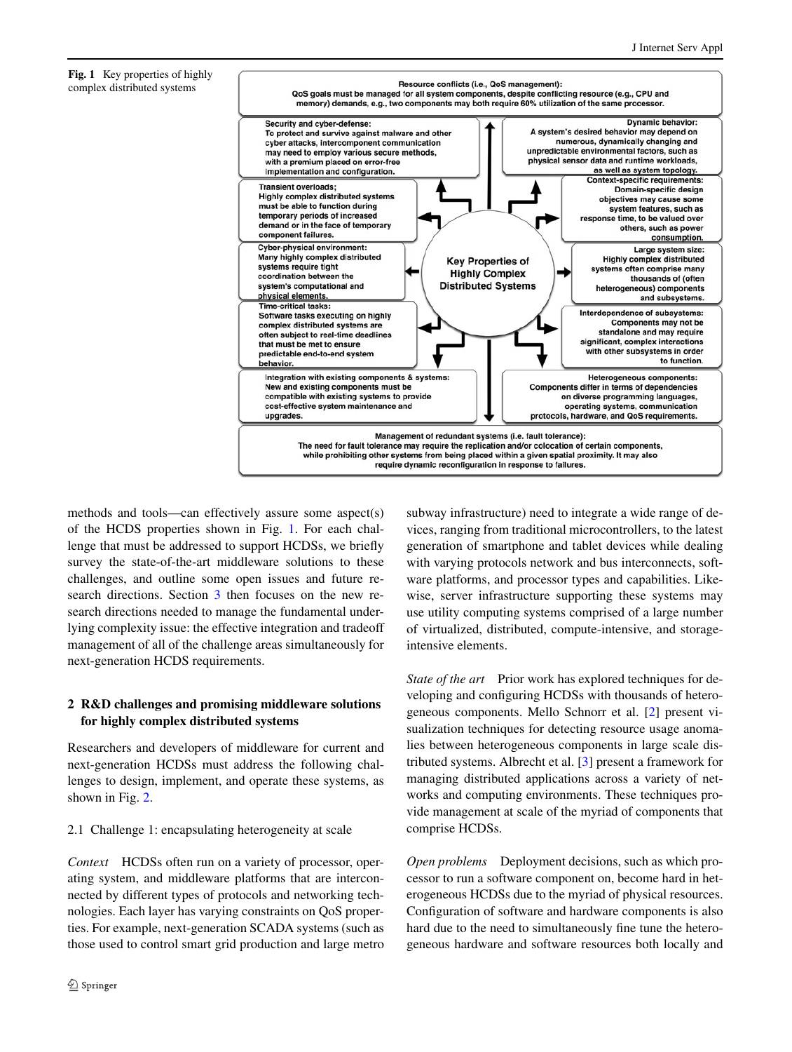**Fig. 1** Key properties of highly complex distributed systems

Resource conflicts (i.e., QoS management): QoS goals must be managed for all system components, despite conflicting resource (e.g., CPU and memory) demands, e.g., two components may both require 60% utilization of the same processor.

Security and cyber-defense: To protect and survive against malware and other cyber attacks, intercomponent communication may need to employ various secure methods, with a premium placed on error-free implementation and configuration.

Dynamic behavior: A system's desired behavior may depend on numerous, dynamically changing and unpredictable environmental factors, such as physical sensor data and runtime workloads, as well as system topology.

Transient overloads; Highly complex distributed systems must be able to function during temporary periods of increased demand or in the face of temporary component failures.

Context-specific requirements: Domain-specific design objectives may cause some system features, such as response time, to be valued over others, such as power consumption.

Cyber-physical environment: Many highly complex distributed systems require tight coordination between the system's computational and physical elements.

Key Properties of Highly Complex Distributed Systems

Large system size: Highly complex distributed systems often comprise many thousands of (often heterogeneous) components and subsystems.

Time-critical tasks: Software tasks executing on highly complex distributed systems are often subject to real-time deadlines that must be met to ensure predictable end-to-end system behavior.

Interdependence of subsystems: Components may not be standalone and may require significant, complex interactions with other subsystems in order to function.

Integration with existing components & systems: New and existing components must be compatible with existing systems to provide cost-effective system maintenance and upgrades.

Heterogeneous components: Components differ in terms of dependencies on diverse programming languages, operating systems, communication protocols, hardware, and QoS requirements.

Management of redundant systems (i.e. fault tolerance): The need for fault tolerance may require the replication and/or colocation of certain components, while prohibiting other systems from being placed within a given spatial proximity. It may also require dynamic reconfiguration in response to failures.

methods and tools—can effectively assure some aspect(s) of the HCDS properties shown in Fig. 1. For each challenge that must be addressed to support HCDSs, we briefly survey the state-of-the-art middleware solutions to these challenges, and outline some open issues and future research directions. Section 3 then focuses on the new research directions needed to manage the fundamental underlying complexity issue: the effective integration and tradeoff management of all of the challenge areas simultaneously for next-generation HCDS requirements.

## 2 R&D challenges and promising middleware solutions for highly complex distributed systems

Researchers and developers of middleware for current and next-generation HCDSs must address the following challenges to design, implement, and operate these systems, as shown in Fig. 2.

### 2.1 Challenge 1: encapsulating heterogeneity at scale

*Context* HCDSs often run on a variety of processor, operating system, and middleware platforms that are interconnected by different types of protocols and networking technologies. Each layer has varying constraints on QoS properties. For example, next-generation SCADA systems (such as those used to control smart grid production and large metro subway infrastructure) need to integrate a wide range of devices, ranging from traditional microcontrollers, to the latest generation of smartphone and tablet devices while dealing with varying protocols network and bus interconnects, software platforms, and processor types and capabilities. Likewise, server infrastructure supporting these systems may use utility computing systems comprised of a large number of virtualized, distributed, compute-intensive, and storage-intensive elements.

*State of the art* Prior work has explored techniques for developing and configuring HCDSs with thousands of heterogeneous components. Mello Schnorr et al. [2] present visualization techniques for detecting resource usage anomalies between heterogeneous components in large scale distributed systems. Albrecht et al. [3] present a framework for managing distributed applications across a variety of networks and computing environments. These techniques provide management at scale of the myriad of components that comprise HCDSs.

*Open problems* Deployment decisions, such as which processor to run a software component on, become hard in heterogeneous HCDSs due to the myriad of physical resources. Configuration of software and hardware components is also hard due to the need to simultaneously fine tune the heterogeneous hardware and software resources both locally and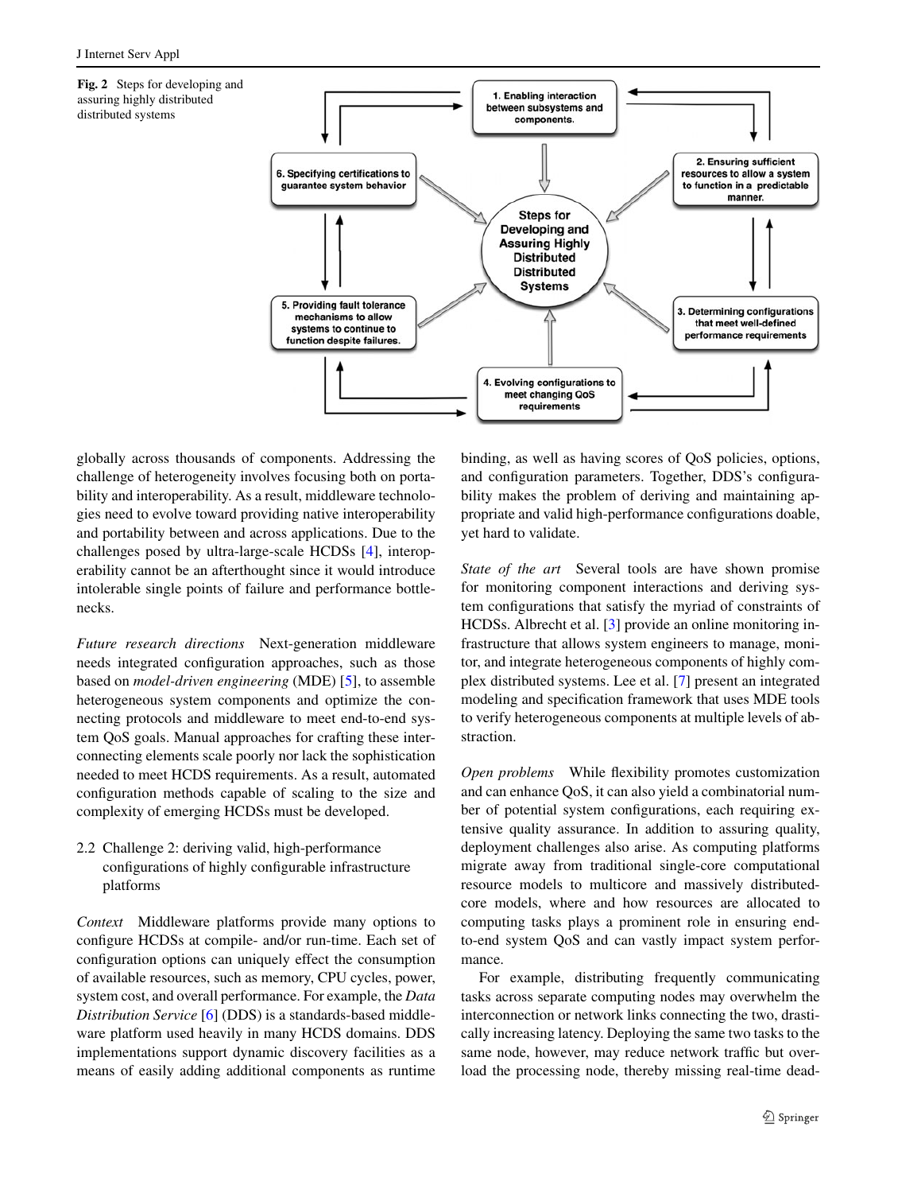**Fig. 2** Steps for developing and assuring highly distributed distributed systems

globally across thousands of components. Addressing the challenge of heterogeneity involves focusing both on portability and interoperability. As a result, middleware technologies need to evolve toward providing native interoperability and portability between and across applications. Due to the challenges posed by ultra-large-scale HCDSs [4], interoperability cannot be an afterthought since it would introduce intolerable single points of failure and performance bottlenecks.

*Future research directions* Next-generation middleware needs integrated configuration approaches, such as those based on *model-driven engineering* (MDE) [5], to assemble heterogeneous system components and optimize the connecting protocols and middleware to meet end-to-end system QoS goals. Manual approaches for crafting these interconnecting elements scale poorly nor lack the sophistication needed to meet HCDS requirements. As a result, automated configuration methods capable of scaling to the size and complexity of emerging HCDSs must be developed.

### 2.2 Challenge 2: deriving valid, high-performance configurations of highly configurable infrastructure platforms

*Context* Middleware platforms provide many options to configure HCDSs at compile- and/or run-time. Each set of configuration options can uniquely effect the consumption of available resources, such as memory, CPU cycles, power, system cost, and overall performance. For example, the *Data Distribution Service* [6] (DDS) is a standards-based middleware platform used heavily in many HCDS domains. DDS implementations support dynamic discovery facilities as a means of easily adding additional components as runtime binding, as well as having scores of QoS policies, options, and configuration parameters. Together, DDS's configurability makes the problem of deriving and maintaining appropriate and valid high-performance configurations doable, yet hard to validate.

*State of the art* Several tools are have shown promise for monitoring component interactions and deriving system configurations that satisfy the myriad of constraints of HCDSs. Albrecht et al. [3] provide an online monitoring infrastructure that allows system engineers to manage, monitor, and integrate heterogeneous components of highly complex distributed systems. Lee et al. [7] present an integrated modeling and specification framework that uses MDE tools to verify heterogeneous components at multiple levels of abstraction.

*Open problems* While flexibility promotes customization and can enhance QoS, it can also yield a combinatorial number of potential system configurations, each requiring extensive quality assurance. In addition to assuring quality, deployment challenges also arise. As computing platforms migrate away from traditional single-core computational resource models to multicore and massively distributed-core models, where and how resources are allocated to computing tasks plays a prominent role in ensuring end-to-end system QoS and can vastly impact system performance.

For example, distributing frequently communicating tasks across separate computing nodes may overwhelm the interconnection or network links connecting the two, drastically increasing latency. Deploying the same two tasks to the same node, however, may reduce network traffic but overload the processing node, thereby missing real-time dead-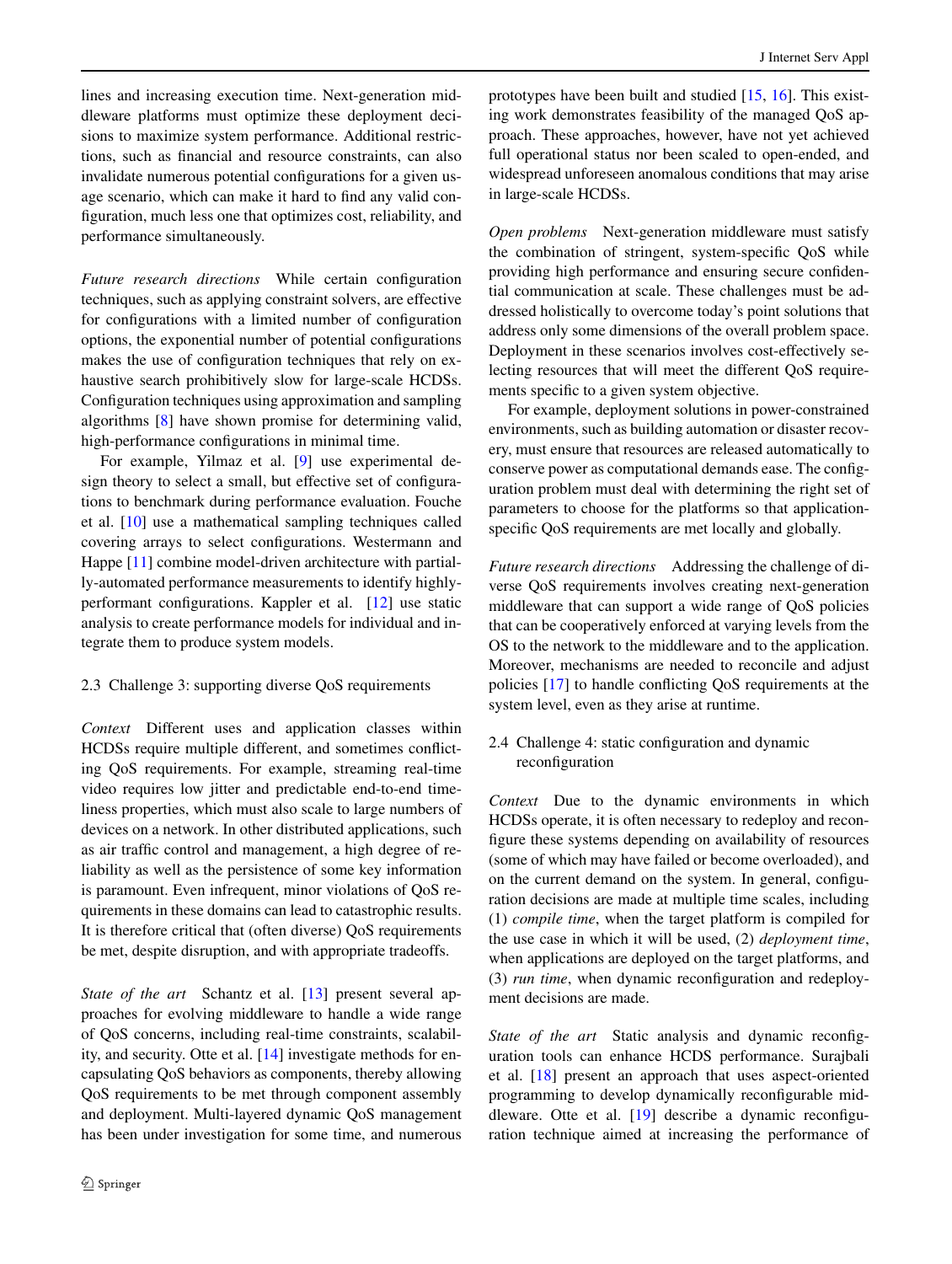lines and increasing execution time. Next-generation middleware platforms must optimize these deployment decisions to maximize system performance. Additional restrictions, such as financial and resource constraints, can also invalidate numerous potential configurations for a given usage scenario, which can make it hard to find any valid configuration, much less one that optimizes cost, reliability, and performance simultaneously.

*Future research directions* While certain configuration techniques, such as applying constraint solvers, are effective for configurations with a limited number of configuration options, the exponential number of potential configurations makes the use of configuration techniques that rely on exhaustive search prohibitively slow for large-scale HCDSs. Configuration techniques using approximation and sampling algorithms [8] have shown promise for determining valid, high-performance configurations in minimal time.

For example, Yilmaz et al. [9] use experimental design theory to select a small, but effective set of configurations to benchmark during performance evaluation. Fouche et al. [10] use a mathematical sampling techniques called covering arrays to select configurations. Westermann and Happe [11] combine model-driven architecture with partially-automated performance measurements to identify highly-performant configurations. Kappler et al. [12] use static analysis to create performance models for individual and integrate them to produce system models.

### 2.3 Challenge 3: supporting diverse QoS requirements

*Context* Different uses and application classes within HCDSs require multiple different, and sometimes conflicting QoS requirements. For example, streaming real-time video requires low jitter and predictable end-to-end timeliness properties, which must also scale to large numbers of devices on a network. In other distributed applications, such as air traffic control and management, a high degree of reliability as well as the persistence of some key information is paramount. Even infrequent, minor violations of QoS requirements in these domains can lead to catastrophic results. It is therefore critical that (often diverse) QoS requirements be met, despite disruption, and with appropriate tradeoffs.

*State of the art* Schantz et al. [13] present several approaches for evolving middleware to handle a wide range of QoS concerns, including real-time constraints, scalability, and security. Otte et al. [14] investigate methods for encapsulating QoS behaviors as components, thereby allowing QoS requirements to be met through component assembly and deployment. Multi-layered dynamic QoS management has been under investigation for some time, and numerous prototypes have been built and studied [15, 16]. This existing work demonstrates feasibility of the managed QoS approach. These approaches, however, have not yet achieved full operational status nor been scaled to open-ended, and widespread unforeseen anomalous conditions that may arise in large-scale HCDSs.

*Open problems* Next-generation middleware must satisfy the combination of stringent, system-specific QoS while providing high performance and ensuring secure confidential communication at scale. These challenges must be addressed holistically to overcome today's point solutions that address only some dimensions of the overall problem space. Deployment in these scenarios involves cost-effectively selecting resources that will meet the different QoS requirements specific to a given system objective.

For example, deployment solutions in power-constrained environments, such as building automation or disaster recovery, must ensure that resources are released automatically to conserve power as computational demands ease. The configuration problem must deal with determining the right set of parameters to choose for the platforms so that application-specific QoS requirements are met locally and globally.

*Future research directions* Addressing the challenge of diverse QoS requirements involves creating next-generation middleware that can support a wide range of QoS policies that can be cooperatively enforced at varying levels from the OS to the network to the middleware and to the application. Moreover, mechanisms are needed to reconcile and adjust policies [17] to handle conflicting QoS requirements at the system level, even as they arise at runtime.

### 2.4 Challenge 4: static configuration and dynamic reconfiguration

*Context* Due to the dynamic environments in which HCDSs operate, it is often necessary to redeploy and reconfigure these systems depending on availability of resources (some of which may have failed or become overloaded), and on the current demand on the system. In general, configuration decisions are made at multiple time scales, including (1) *compile time*, when the target platform is compiled for the use case in which it will be used, (2) *deployment time*, when applications are deployed on the target platforms, and (3) *run time*, when dynamic reconfiguration and redeployment decisions are made.

*State of the art* Static analysis and dynamic reconfiguration tools can enhance HCDS performance. Surajbali et al. [18] present an approach that uses aspect-oriented programming to develop dynamically reconfigurable middleware. Otte et al. [19] describe a dynamic reconfiguration technique aimed at increasing the performance of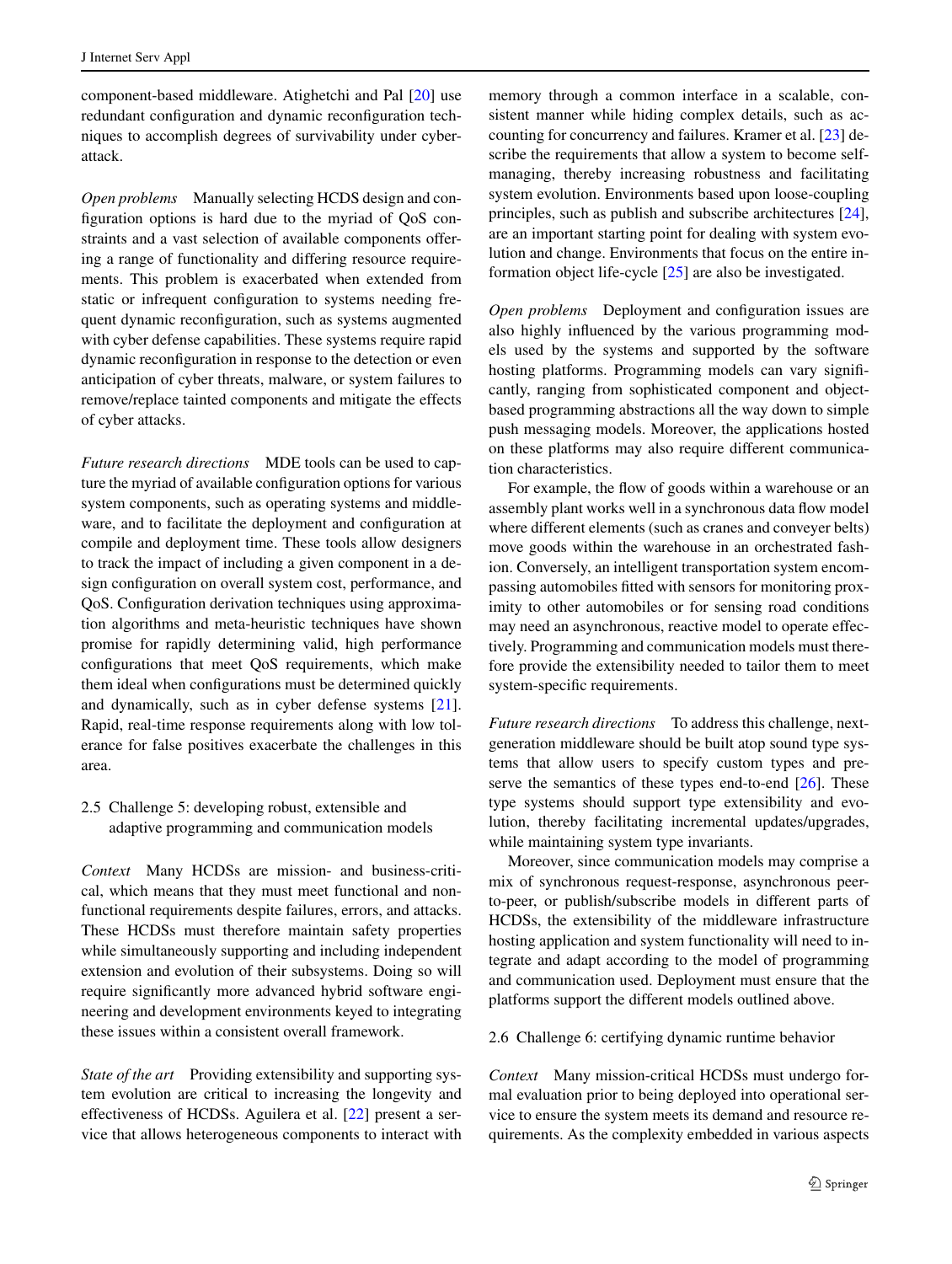component-based middleware. Atighetchi and Pal [20] use redundant configuration and dynamic reconfiguration techniques to accomplish degrees of survivability under cyberattack.

*Open problems* Manually selecting HCDS design and configuration options is hard due to the myriad of QoS constraints and a vast selection of available components offering a range of functionality and differing resource requirements. This problem is exacerbated when extended from static or infrequent configuration to systems needing frequent dynamic reconfiguration, such as systems augmented with cyber defense capabilities. These systems require rapid dynamic reconfiguration in response to the detection or even anticipation of cyber threats, malware, or system failures to remove/replace tainted components and mitigate the effects of cyber attacks.

*Future research directions* MDE tools can be used to capture the myriad of available configuration options for various system components, such as operating systems and middleware, and to facilitate the deployment and configuration at compile and deployment time. These tools allow designers to track the impact of including a given component in a design configuration on overall system cost, performance, and QoS. Configuration derivation techniques using approximation algorithms and meta-heuristic techniques have shown promise for rapidly determining valid, high performance configurations that meet QoS requirements, which make them ideal when configurations must be determined quickly and dynamically, such as in cyber defense systems [21]. Rapid, real-time response requirements along with low tolerance for false positives exacerbate the challenges in this area.

### 2.5 Challenge 5: developing robust, extensible and adaptive programming and communication models

*Context* Many HCDSs are mission- and business-critical, which means that they must meet functional and non-functional requirements despite failures, errors, and attacks. These HCDSs must therefore maintain safety properties while simultaneously supporting and including independent extension and evolution of their subsystems. Doing so will require significantly more advanced hybrid software engineering and development environments keyed to integrating these issues within a consistent overall framework.

*State of the art* Providing extensibility and supporting system evolution are critical to increasing the longevity and effectiveness of HCDSs. Aguilera et al. [22] present a service that allows heterogeneous components to interact with memory through a common interface in a scalable, consistent manner while hiding complex details, such as accounting for concurrency and failures. Kramer et al. [23] describe the requirements that allow a system to become self-managing, thereby increasing robustness and facilitating system evolution. Environments based upon loose-coupling principles, such as publish and subscribe architectures [24], are an important starting point for dealing with system evolution and change. Environments that focus on the entire information object life-cycle [25] are also be investigated.

*Open problems* Deployment and configuration issues are also highly influenced by the various programming models used by the systems and supported by the software hosting platforms. Programming models can vary significantly, ranging from sophisticated component and object-based programming abstractions all the way down to simple push messaging models. Moreover, the applications hosted on these platforms may also require different communication characteristics.

For example, the flow of goods within a warehouse or an assembly plant works well in a synchronous data flow model where different elements (such as cranes and conveyer belts) move goods within the warehouse in an orchestrated fashion. Conversely, an intelligent transportation system encompassing automobiles fitted with sensors for monitoring proximity to other automobiles or for sensing road conditions may need an asynchronous, reactive model to operate effectively. Programming and communication models must therefore provide the extensibility needed to tailor them to meet system-specific requirements.

*Future research directions* To address this challenge, next-generation middleware should be built atop sound type systems that allow users to specify custom types and preserve the semantics of these types end-to-end [26]. These type systems should support type extensibility and evolution, thereby facilitating incremental updates/upgrades, while maintaining system type invariants.

Moreover, since communication models may comprise a mix of synchronous request-response, asynchronous peer-to-peer, or publish/subscribe models in different parts of HCDSs, the extensibility of the middleware infrastructure hosting application and system functionality will need to integrate and adapt according to the model of programming and communication used. Deployment must ensure that the platforms support the different models outlined above.

### 2.6 Challenge 6: certifying dynamic runtime behavior

*Context* Many mission-critical HCDSs must undergo formal evaluation prior to being deployed into operational service to ensure the system meets its demand and resource requirements. As the complexity embedded in various aspects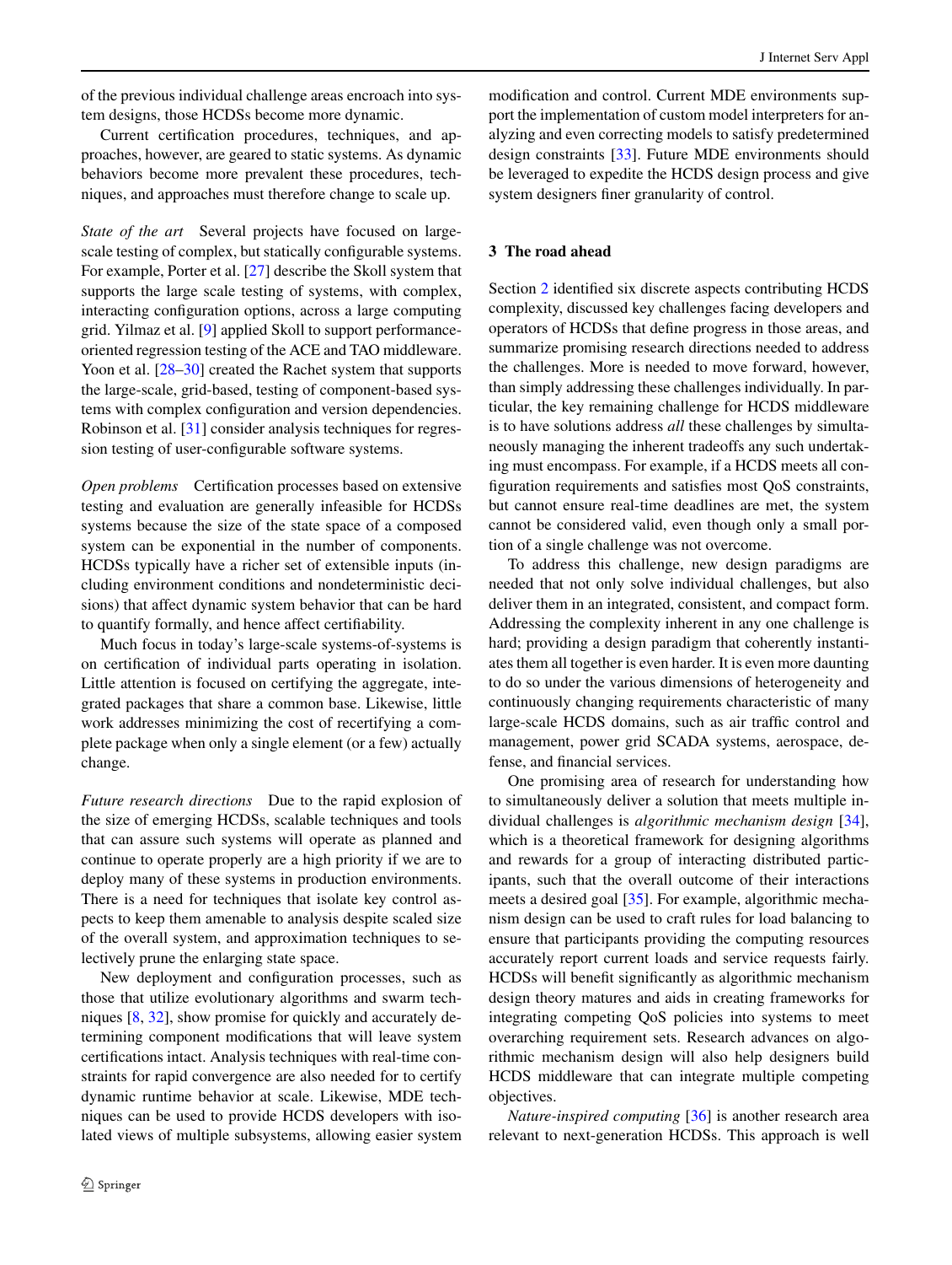of the previous individual challenge areas encroach into system designs, those HCDSs become more dynamic.

Current certification procedures, techniques, and approaches, however, are geared to static systems. As dynamic behaviors become more prevalent these procedures, techniques, and approaches must therefore change to scale up.

*State of the art* Several projects have focused on large-scale testing of complex, but statically configurable systems. For example, Porter et al. [27] describe the Skoll system that supports the large scale testing of systems, with complex, interacting configuration options, across a large computing grid. Yilmaz et al. [9] applied Skoll to support performance-oriented regression testing of the ACE and TAO middleware. Yoon et al. [28–30] created the Rachet system that supports the large-scale, grid-based, testing of component-based systems with complex configuration and version dependencies. Robinson et al. [31] consider analysis techniques for regression testing of user-configurable software systems.

*Open problems* Certification processes based on extensive testing and evaluation are generally infeasible for HCDSs systems because the size of the state space of a composed system can be exponential in the number of components. HCDSs typically have a richer set of extensible inputs (including environment conditions and nondeterministic decisions) that affect dynamic system behavior that can be hard to quantify formally, and hence affect certifiability.

Much focus in today's large-scale systems-of-systems is on certification of individual parts operating in isolation. Little attention is focused on certifying the aggregate, integrated packages that share a common base. Likewise, little work addresses minimizing the cost of recertifying a complete package when only a single element (or a few) actually change.

*Future research directions* Due to the rapid explosion of the size of emerging HCDSs, scalable techniques and tools that can assure such systems will operate as planned and continue to operate properly are a high priority if we are to deploy many of these systems in production environments. There is a need for techniques that isolate key control aspects to keep them amenable to analysis despite scaled size of the overall system, and approximation techniques to selectively prune the enlarging state space.

New deployment and configuration processes, such as those that utilize evolutionary algorithms and swarm techniques [8, 32], show promise for quickly and accurately determining component modifications that will leave system certifications intact. Analysis techniques with real-time constraints for rapid convergence are also needed for to certify dynamic runtime behavior at scale. Likewise, MDE techniques can be used to provide HCDS developers with isolated views of multiple subsystems, allowing easier system modification and control. Current MDE environments support the implementation of custom model interpreters for analyzing and even correcting models to satisfy predetermined design constraints [33]. Future MDE environments should be leveraged to expedite the HCDS design process and give system designers finer granularity of control.

## 3 The road ahead

Section 2 identified six discrete aspects contributing HCDS complexity, discussed key challenges facing developers and operators of HCDSs that define progress in those areas, and summarize promising research directions needed to address the challenges. More is needed to move forward, however, than simply addressing these challenges individually. In particular, the key remaining challenge for HCDS middleware is to have solutions address *all* these challenges by simultaneously managing the inherent tradeoffs any such undertaking must encompass. For example, if a HCDS meets all configuration requirements and satisfies most QoS constraints, but cannot ensure real-time deadlines are met, the system cannot be considered valid, even though only a small portion of a single challenge was not overcome.

To address this challenge, new design paradigms are needed that not only solve individual challenges, but also deliver them in an integrated, consistent, and compact form. Addressing the complexity inherent in any one challenge is hard; providing a design paradigm that coherently instantiates them all together is even harder. It is even more daunting to do so under the various dimensions of heterogeneity and continuously changing requirements characteristic of many large-scale HCDS domains, such as air traffic control and management, power grid SCADA systems, aerospace, defense, and financial services.

One promising area of research for understanding how to simultaneously deliver a solution that meets multiple individual challenges is *algorithmic mechanism design* [34], which is a theoretical framework for designing algorithms and rewards for a group of interacting distributed participants, such that the overall outcome of their interactions meets a desired goal [35]. For example, algorithmic mechanism design can be used to craft rules for load balancing to ensure that participants providing the computing resources accurately report current loads and service requests fairly. HCDSs will benefit significantly as algorithmic mechanism design theory matures and aids in creating frameworks for integrating competing QoS policies into systems to meet overarching requirement sets. Research advances on algorithmic mechanism design will also help designers build HCDS middleware that can integrate multiple competing objectives.

*Nature-inspired computing* [36] is another research area relevant to next-generation HCDSs. This approach is well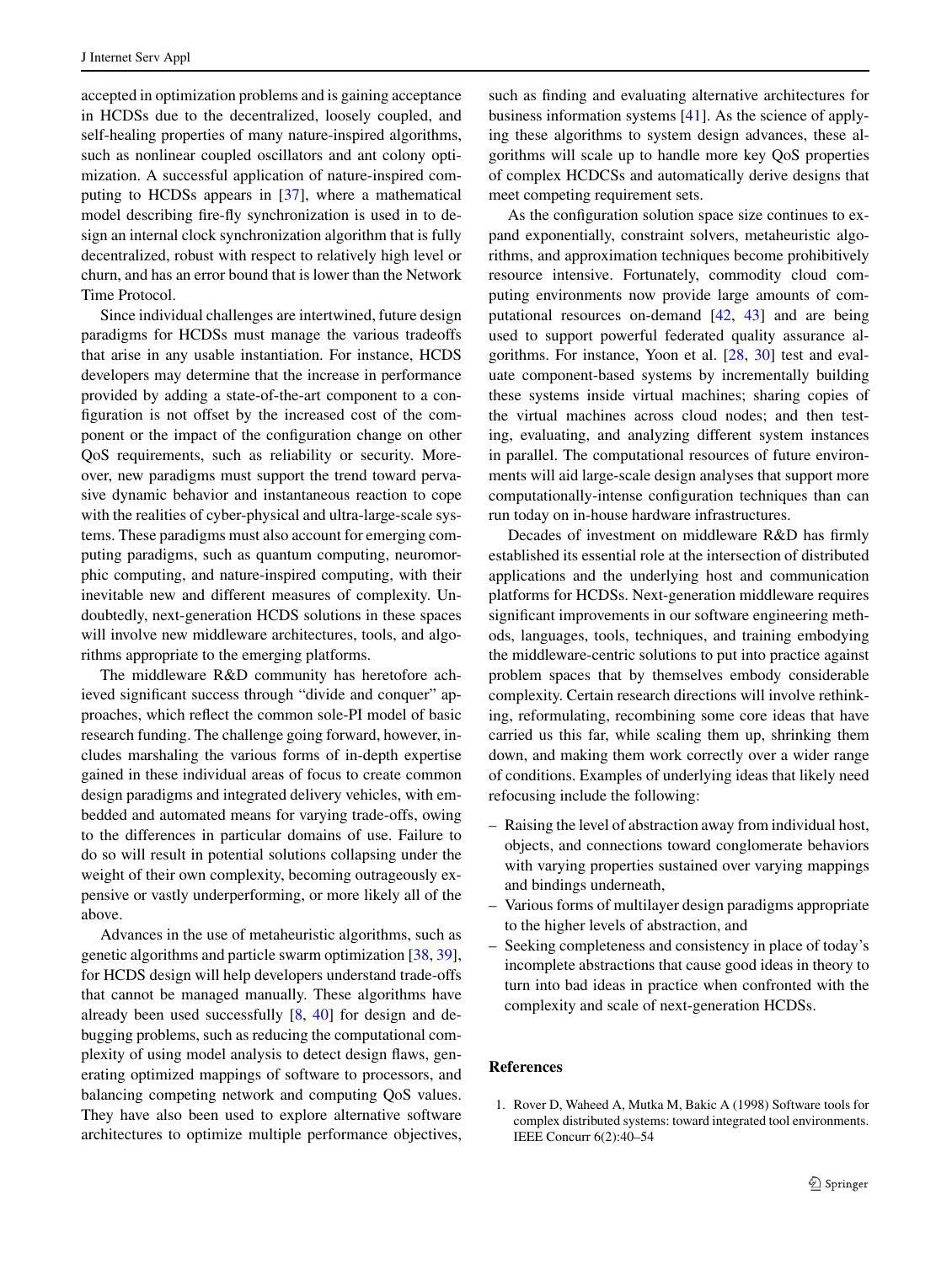accepted in optimization problems and is gaining acceptance in HCDSs due to the decentralized, loosely coupled, and self-healing properties of many nature-inspired algorithms, such as nonlinear coupled oscillators and ant colony optimization. A successful application of nature-inspired computing to HCDSs appears in [37], where a mathematical model describing fire-fly synchronization is used in to design an internal clock synchronization algorithm that is fully decentralized, robust with respect to relatively high level or churn, and has an error bound that is lower than the Network Time Protocol.

Since individual challenges are intertwined, future design paradigms for HCDSs must manage the various tradeoffs that arise in any usable instantiation. For instance, HCDS developers may determine that the increase in performance provided by adding a state-of-the-art component to a configuration is not offset by the increased cost of the component or the impact of the configuration change on other QoS requirements, such as reliability or security. Moreover, new paradigms must support the trend toward pervasive dynamic behavior and instantaneous reaction to cope with the realities of cyber-physical and ultra-large-scale systems. These paradigms must also account for emerging computing paradigms, such as quantum computing, neuromorphic computing, and nature-inspired computing, with their inevitable new and different measures of complexity. Undoubtedly, next-generation HCDS solutions in these spaces will involve new middleware architectures, tools, and algorithms appropriate to the emerging platforms.

The middleware R&D community has heretofore achieved significant success through "divide and conquer" approaches, which reflect the common sole-PI model of basic research funding. The challenge going forward, however, includes marshaling the various forms of in-depth expertise gained in these individual areas of focus to create common design paradigms and integrated delivery vehicles, with embedded and automated means for varying trade-offs, owing to the differences in particular domains of use. Failure to do so will result in potential solutions collapsing under the weight of their own complexity, becoming outrageously expensive or vastly underperforming, or more likely all of the above.

Advances in the use of metaheuristic algorithms, such as genetic algorithms and particle swarm optimization [38, 39], for HCDS design will help developers understand trade-offs that cannot be managed manually. These algorithms have already been used successfully [8, 40] for design and debugging problems, such as reducing the computational complexity of using model analysis to detect design flaws, generating optimized mappings of software to processors, and balancing competing network and computing QoS values. They have also been used to explore alternative software architectures to optimize multiple performance objectives, such as finding and evaluating alternative architectures for business information systems [41]. As the science of applying these algorithms to system design advances, these algorithms will scale up to handle more key QoS properties of complex HCDCSs and automatically derive designs that meet competing requirement sets.

As the configuration solution space size continues to expand exponentially, constraint solvers, metaheuristic algorithms, and approximation techniques become prohibitively resource intensive. Fortunately, commodity cloud computing environments now provide large amounts of computational resources on-demand [42, 43] and are being used to support powerful federated quality assurance algorithms. For instance, Yoon et al. [28, 30] test and evaluate component-based systems by incrementally building these systems inside virtual machines; sharing copies of the virtual machines across cloud nodes; and then testing, evaluating, and analyzing different system instances in parallel. The computational resources of future environments will aid large-scale design analyses that support more computationally-intense configuration techniques than can run today on in-house hardware infrastructures.

Decades of investment on middleware R&D has firmly established its essential role at the intersection of distributed applications and the underlying host and communication platforms for HCDSs. Next-generation middleware requires significant improvements in our software engineering methods, languages, tools, techniques, and training embodying the middleware-centric solutions to put into practice against problem spaces that by themselves embody considerable complexity. Certain research directions will involve rethinking, reformulating, recombining some core ideas that have carried us this far, while scaling them up, shrinking them down, and making them work correctly over a wider range of conditions. Examples of underlying ideas that likely need refocusing include the following:

- Raising the level of abstraction away from individual host, objects, and connections toward conglomerate behaviors with varying properties sustained over varying mappings and bindings underneath,
- Various forms of multilayer design paradigms appropriate to the higher levels of abstraction, and
- Seeking completeness and consistency in place of today's incomplete abstractions that cause good ideas in theory to turn into bad ideas in practice when confronted with the complexity and scale of next-generation HCDSs.

## References

1. Rover D, Waheed A, Mutka M, Bakic A (1998) Software tools for complex distributed systems: toward integrated tool environments. IEEE Concurr 6(2):40–54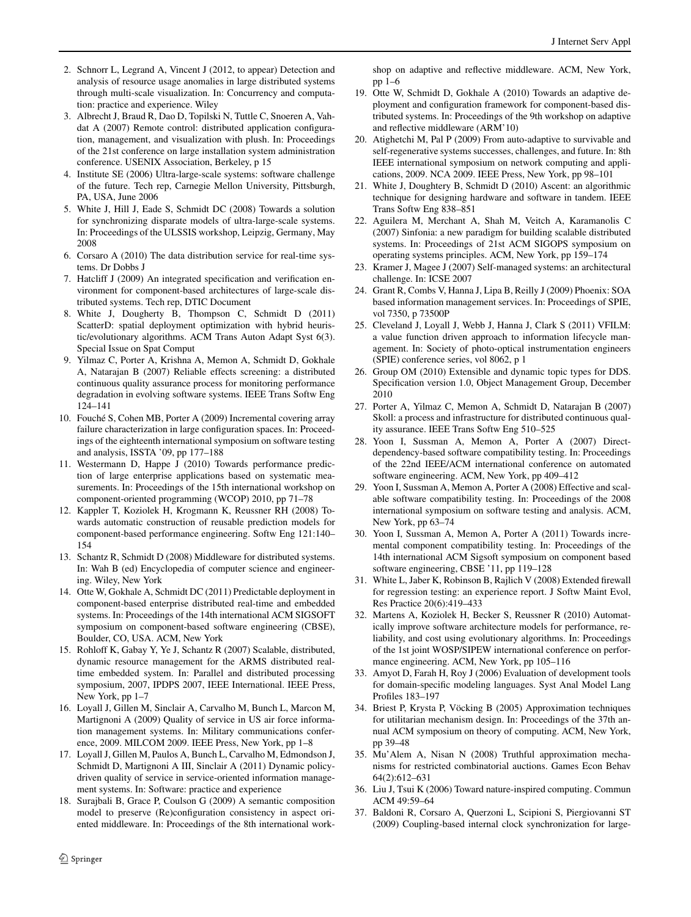2. Schnorr L, Legrand A, Vincent J (2012, to appear) Detection and analysis of resource usage anomalies in large distributed systems through multi-scale visualization. In: Concurrency and computation: practice and experience. Wiley
3. Albrecht J, Braud R, Dao D, Topilski N, Tuttle C, Snoeren A, Vahdat A (2007) Remote control: distributed application configuration, management, and visualization with plush. In: Proceedings of the 21st conference on large installation system administration conference. USENIX Association, Berkeley, p 15
4. Institute SE (2006) Ultra-large-scale systems: software challenge of the future. Tech rep, Carnegie Mellon University, Pittsburgh, PA, USA, June 2006
5. White J, Hill J, Eade S, Schmidt DC (2008) Towards a solution for synchronizing disparate models of ultra-large-scale systems. In: Proceedings of the ULSSIS workshop, Leipzig, Germany, May 2008
6. Corsaro A (2010) The data distribution service for real-time systems. Dr Dobbs J
7. Hatcliff J (2009) An integrated specification and verification environment for component-based architectures of large-scale distributed systems. Tech rep, DTIC Document
8. White J, Dougherty B, Thompson C, Schmidt D (2011) ScatterD: spatial deployment optimization with hybrid heuristic/evolutionary algorithms. ACM Trans Auton Adapt Syst 6(3). Special Issue on Spat Comput
9. Yilmaz C, Porter A, Krishna A, Memon A, Schmidt D, Gokhale A, Natarajan B (2007) Reliable effects screening: a distributed continuous quality assurance process for monitoring performance degradation in evolving software systems. IEEE Trans Softw Eng 124–141
10. Fouché S, Cohen MB, Porter A (2009) Incremental covering array failure characterization in large configuration spaces. In: Proceedings of the eighteenth international symposium on software testing and analysis, ISSTA '09, pp 177–188
11. Westermann D, Happe J (2010) Towards performance prediction of large enterprise applications based on systematic measurements. In: Proceedings of the 15th international workshop on component-oriented programming (WCOP) 2010, pp 71–78
12. Kappler T, Koziolek H, Krogmann K, Reussner RH (2008) Towards automatic construction of reusable prediction models for component-based performance engineering. Softw Eng 121:140–154
13. Schantz R, Schmidt D (2008) Middleware for distributed systems. In: Wah B (ed) Encyclopedia of computer science and engineering. Wiley, New York
14. Otte W, Gokhale A, Schmidt DC (2011) Predictable deployment in component-based enterprise distributed real-time and embedded systems. In: Proceedings of the 14th international ACM SIGSOFT symposium on component-based software engineering (CBSE), Boulder, CO, USA. ACM, New York
15. Rohloff K, Gabay Y, Ye J, Schantz R (2007) Scalable, distributed, dynamic resource management for the ARMS distributed real-time embedded system. In: Parallel and distributed processing symposium, 2007, IPDPS 2007, IEEE International. IEEE Press, New York, pp 1–7
16. Loyall J, Gillen M, Sinclair A, Carvalho M, Bunch L, Marcon M, Martignoni A (2009) Quality of service in US air force information management systems. In: Military communications conference, 2009. MILCOM 2009. IEEE Press, New York, pp 1–8
17. Loyall J, Gillen M, Paulos A, Bunch L, Carvalho M, Edmondson J, Schmidt D, Martignoni A III, Sinclair A (2011) Dynamic policy-driven quality of service in service-oriented information management systems. In: Software: practice and experience
18. Surajbali B, Grace P, Coulson G (2009) A semantic composition model to preserve (Re)configuration consistency in aspect oriented middleware. In: Proceedings of the 8th international workshop on adaptive and reflective middleware. ACM, New York, pp 1–6
19. Otte W, Schmidt D, Gokhale A (2010) Towards an adaptive deployment and configuration framework for component-based distributed systems. In: Proceedings of the 9th workshop on adaptive and reflective middleware (ARM'10)
20. Atighetchi M, Pal P (2009) From auto-adaptive to survivable and self-regenerative systems successes, challenges, and future. In: 8th IEEE international symposium on network computing and applications, 2009. NCA 2009. IEEE Press, New York, pp 98–101
21. White J, Doughtery B, Schmidt D (2010) Ascent: an algorithmic technique for designing hardware and software in tandem. IEEE Trans Softw Eng 838–851
22. Aguilera M, Merchant A, Shah M, Veitch A, Karamanolis C (2007) Sinfonia: a new paradigm for building scalable distributed systems. In: Proceedings of 21st ACM SIGOPS symposium on operating systems principles. ACM, New York, pp 159–174
23. Kramer J, Magee J (2007) Self-managed systems: an architectural challenge. In: ICSE 2007
24. Grant R, Combs V, Hanna J, Lipa B, Reilly J (2009) Phoenix: SOA based information management services. In: Proceedings of SPIE, vol 7350, p 73500P
25. Cleveland J, Loyall J, Webb J, Hanna J, Clark S (2011) VFILM: a value function driven approach to information lifecycle management. In: Society of photo-optical instrumentation engineers (SPIE) conference series, vol 8062, p 1
26. Group OM (2010) Extensible and dynamic topic types for DDS. Specification version 1.0, Object Management Group, December 2010
27. Porter A, Yilmaz C, Memon A, Schmidt D, Natarajan B (2007) Skoll: a process and infrastructure for distributed continuous quality assurance. IEEE Trans Softw Eng 510–525
28. Yoon I, Sussman A, Memon A, Porter A (2007) Direct-dependency-based software compatibility testing. In: Proceedings of the 22nd IEEE/ACM international conference on automated software engineering. ACM, New York, pp 409–412
29. Yoon I, Sussman A, Memon A, Porter A (2008) Effective and scalable software compatibility testing. In: Proceedings of the 2008 international symposium on software testing and analysis. ACM, New York, pp 63–74
30. Yoon I, Sussman A, Memon A, Porter A (2011) Towards incremental component compatibility testing. In: Proceedings of the 14th international ACM Sigsoft symposium on component based software engineering, CBSE '11, pp 119–128
31. White L, Jaber K, Robinson B, Rajlich V (2008) Extended firewall for regression testing: an experience report. J Softw Maint Evol, Res Practice 20(6):419–433
32. Martens A, Koziolek H, Becker S, Reussner R (2010) Automatically improve software architecture models for performance, reliability, and cost using evolutionary algorithms. In: Proceedings of the 1st joint WOSP/SIPEW international conference on performance engineering. ACM, New York, pp 105–116
33. Amyot D, Farah H, Roy J (2006) Evaluation of development tools for domain-specific modeling languages. Syst Anal Model Lang Profiles 183–197
34. Briest P, Krysta P, Vöcking B (2005) Approximation techniques for utilitarian mechanism design. In: Proceedings of the 37th annual ACM symposium on theory of computing. ACM, New York, pp 39–48
35. Mu'Alem A, Nisan N (2008) Truthful approximation mechanisms for restricted combinatorial auctions. Games Econ Behav 64(2):612–631
36. Liu J, Tsui K (2006) Toward nature-inspired computing. Commun ACM 49:59–64
37. Baldoni R, Corsaro A, Querzoni L, Scipioni S, Piergiovanni ST (2009) Coupling-based internal clock synchronization for large-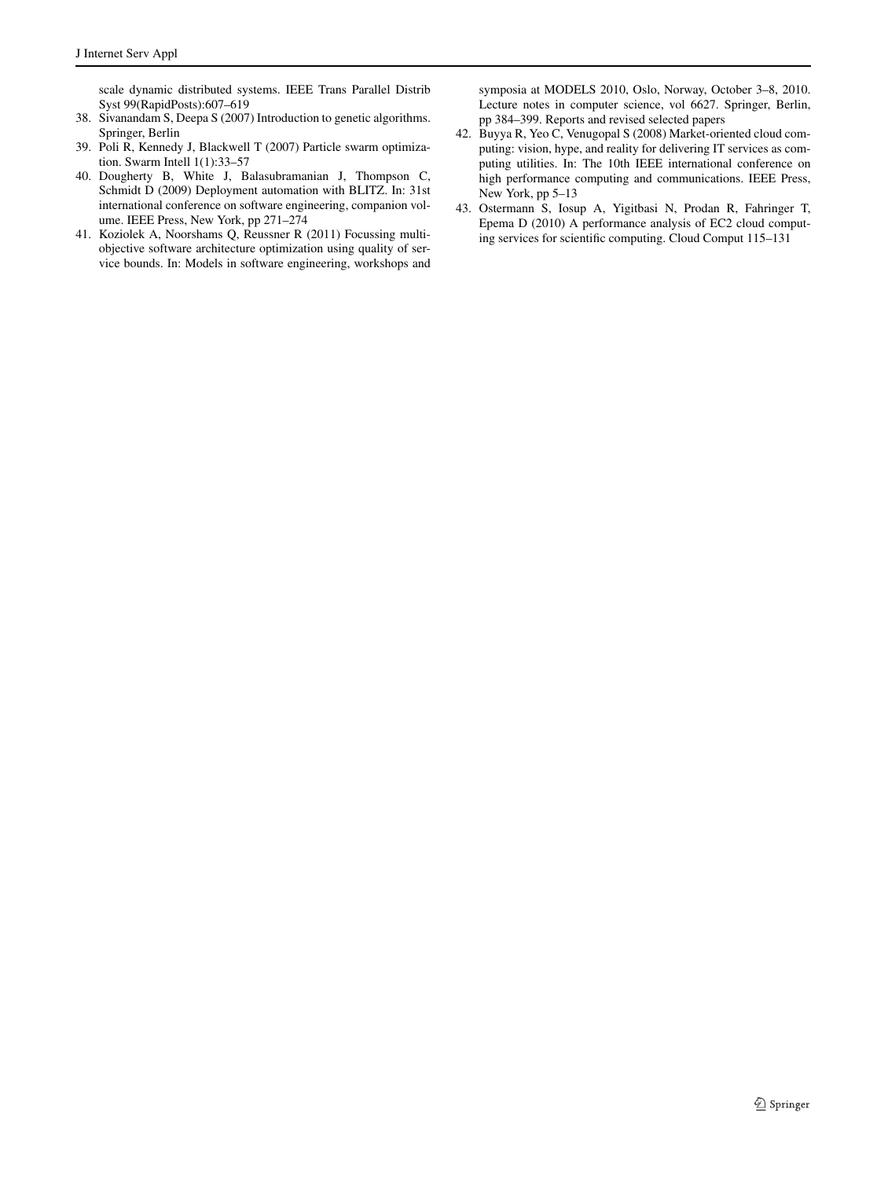scale dynamic distributed systems. IEEE Trans Parallel Distrib Syst 99(RapidPosts):607–619

38. Sivanandam S, Deepa S (2007) Introduction to genetic algorithms. Springer, Berlin
39. Poli R, Kennedy J, Blackwell T (2007) Particle swarm optimization. Swarm Intell 1(1):33–57
40. Dougherty B, White J, Balasubramanian J, Thompson C, Schmidt D (2009) Deployment automation with BLITZ. In: 31st international conference on software engineering, companion volume. IEEE Press, New York, pp 271–274
41. Koziolek A, Noorshams Q, Reussner R (2011) Focussing multi-objective software architecture optimization using quality of service bounds. In: Models in software engineering, workshops and symposia at MODELS 2010, Oslo, Norway, October 3–8, 2010. Lecture notes in computer science, vol 6627. Springer, Berlin, pp 384–399. Reports and revised selected papers
42. Buyya R, Yeo C, Venugopal S (2008) Market-oriented cloud computing: vision, hype, and reality for delivering IT services as computing utilities. In: The 10th IEEE international conference on high performance computing and communications. IEEE Press, New York, pp 5–13
43. Ostermann S, Iosup A, Yigitbasi N, Prodan R, Fahringer T, Epema D (2010) A performance analysis of EC2 cloud computing services for scientific computing. Cloud Comput 115–131